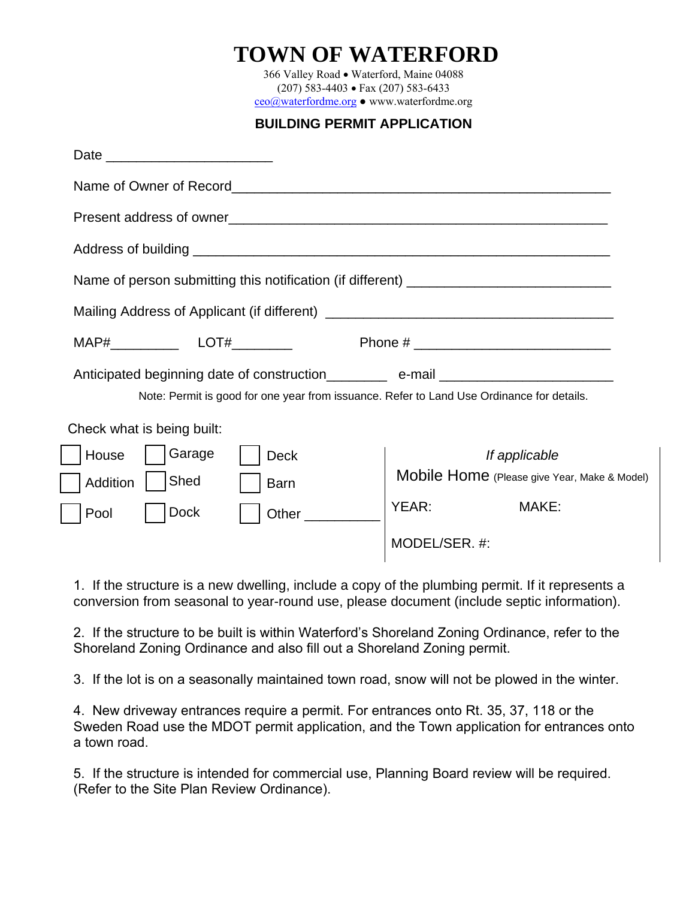# TOWN OF WATERFORD

366 Valley Road • Waterford, Maine 04088
(207) 583-4403 • Fax (207) 583-6433
ceo@waterfordme.org ● www.waterfordme.org

## BUILDING PERMIT APPLICATION

Date _____________________

Name of Owner of Record_______________________________________________

Present address of owner_______________________________________________

Address of building ___________________________________________________

Name of person submitting this notification (if different) _________________________

Mailing Address of Applicant (if different) ______________________________

MAP#_________ LOT#________ Phone # _________________________

Anticipated beginning date of construction________ e-mail ______________________

Note: Permit is good for one year from issuance. Refer to Land Use Ordinance for details.

Check what is being built:

| | | |
|---|---|---|
| ☐ House | ☐ Garage | ☐ Deck |
| ☐ Addition | ☐ Shed | ☐ Barn |
| ☐ Pool | ☐ Dock | ☐ Other __________ |

*If applicable*

Mobile Home (Please give Year, Make & Model)

YEAR: MAKE:

MODEL/SER. #:

1. If the structure is a new dwelling, include a copy of the plumbing permit. If it represents a conversion from seasonal to year-round use, please document (include septic information).

2. If the structure to be built is within Waterford's Shoreland Zoning Ordinance, refer to the Shoreland Zoning Ordinance and also fill out a Shoreland Zoning permit.

3. If the lot is on a seasonally maintained town road, snow will not be plowed in the winter.

4. New driveway entrances require a permit. For entrances onto Rt. 35, 37, 118 or the Sweden Road use the MDOT permit application, and the Town application for entrances onto a town road.

5. If the structure is intended for commercial use, Planning Board review will be required. (Refer to the Site Plan Review Ordinance).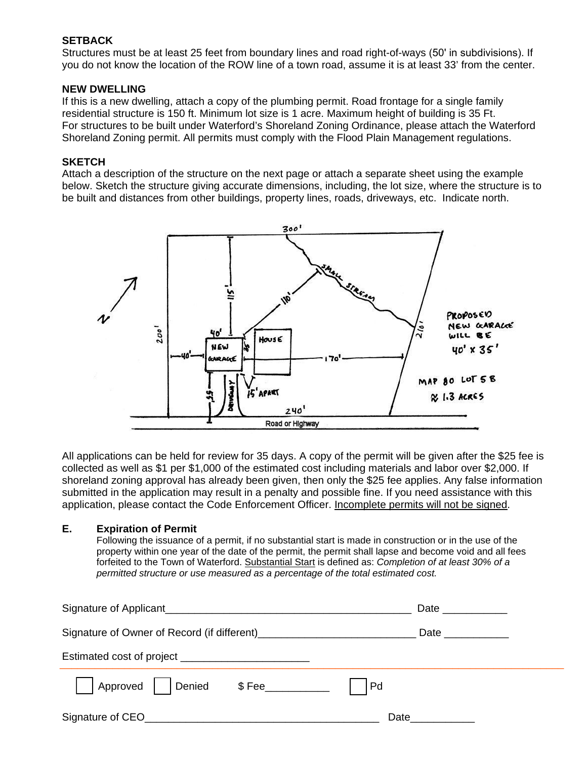**SETBACK**
Structures must be at least 25 feet from boundary lines and road right-of-ways (50' in subdivisions). If you do not know the location of the ROW line of a town road, assume it is at least 33' from the center.

**NEW DWELLING**
If this is a new dwelling, attach a copy of the plumbing permit. Road frontage for a single family residential structure is 150 ft. Minimum lot size is 1 acre. Maximum height of building is 35 Ft.
For structures to be built under Waterford's Shoreland Zoning Ordinance, please attach the Waterford Shoreland Zoning permit. All permits must comply with the Flood Plain Management regulations.

**SKETCH**
Attach a description of the structure on the next page or attach a separate sheet using the example below. Sketch the structure giving accurate dimensions, including, the lot size, where the structure is to be built and distances from other buildings, property lines, roads, driveways, etc. Indicate north.

N
300'
SMALL STREAM
115'
110'
200'
210'
PROPOSED NEW GARAGE WILL BE 40' x 35'
40'
NEW GARAGE
35'
HOUSE
40'
170'
MAP 80 LOT 5B
≈ 1.3 ACRES
55'
DRIVEWAY
15' APART
240'
Road or Highway

All applications can be held for review for 35 days. A copy of the permit will be given after the $25 fee is collected as well as $1 per $1,000 of the estimated cost including materials and labor over $2,000. If shoreland zoning approval has already been given, then only the $25 fee applies. Any false information submitted in the application may result in a penalty and possible fine. If you need assistance with this application, please contact the Code Enforcement Officer. Incomplete permits will not be signed.

**E. Expiration of Permit**
Following the issuance of a permit, if no substantial start is made in construction or in the use of the property within one year of the date of the permit, the permit shall lapse and become void and all fees forfeited to the Town of Waterford. Substantial Start is defined as: *Completion of at least 30% of a permitted structure or use measured as a percentage of the total estimated cost.*

Signature of Applicant__________________________________________ Date ___________

Signature of Owner of Record (if different)__________________________ Date ___________

Estimated cost of project _____________________

☐ Approved ☐ Denied $ Fee___________ ☐ Pd

Signature of CEO________________________________________ Date___________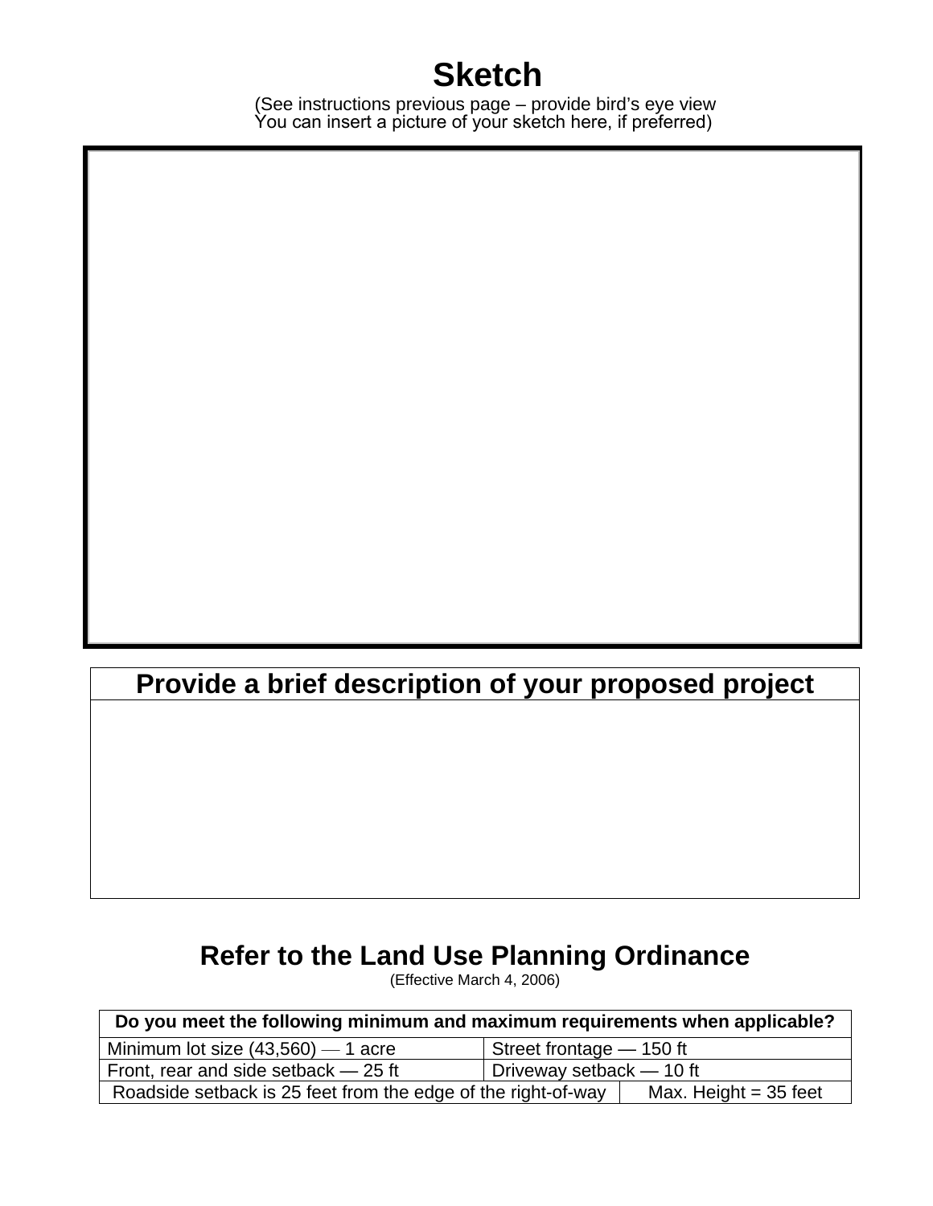# Sketch

(See instructions previous page – provide bird's eye view
You can insert a picture of your sketch here, if preferred)

| Provide a brief description of your proposed project |
|---|
| |

## Refer to the Land Use Planning Ordinance

(Effective March 4, 2006)

| Do you meet the following minimum and maximum requirements when applicable? | |
|---|---|
| Minimum lot size (43,560) — 1 acre | Street frontage — 150 ft |
| Front, rear and side setback — 25 ft | Driveway setback — 10 ft |
| Roadside setback is 25 feet from the edge of the right-of-way | Max. Height = 35 feet |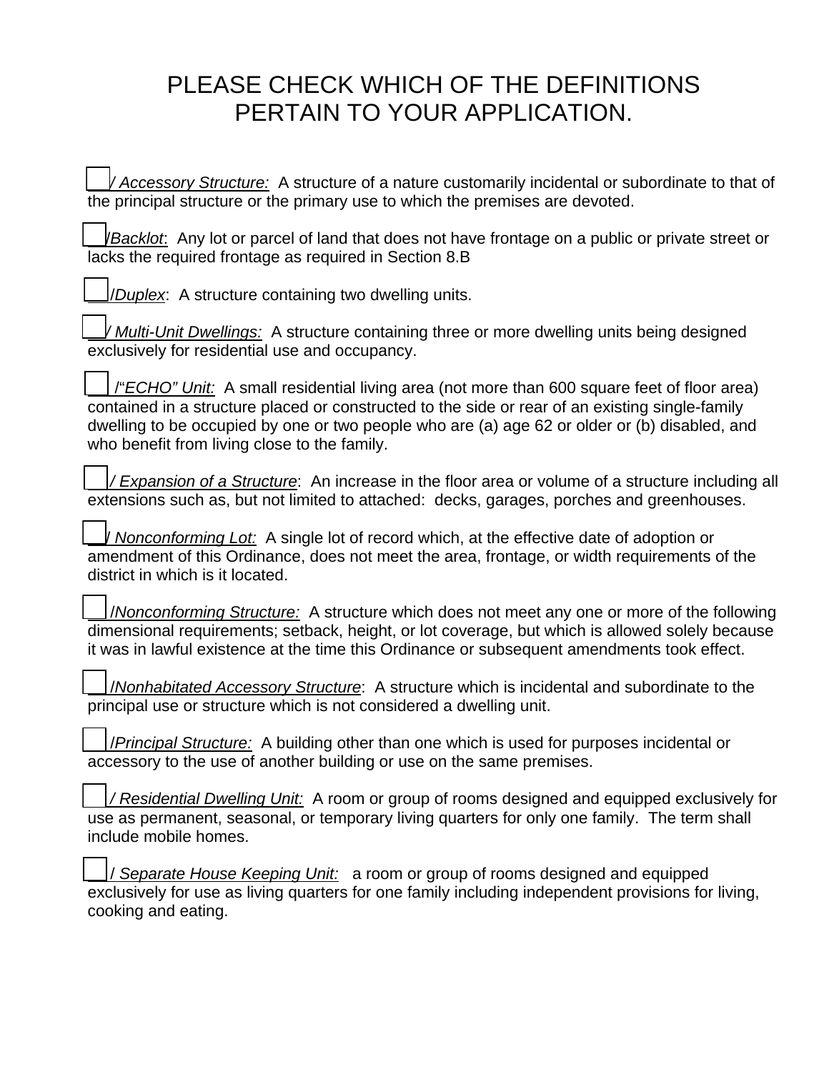# PLEASE CHECK WHICH OF THE DEFINITIONS PERTAIN TO YOUR APPLICATION.

__/ *Accessory Structure:* A structure of a nature customarily incidental or subordinate to that of the principal structure or the primary use to which the premises are devoted.

__/*Backlot*: Any lot or parcel of land that does not have frontage on a public or private street or lacks the required frontage as required in Section 8.B

__/*Duplex*: A structure containing two dwelling units.

__/ *Multi-Unit Dwellings:* A structure containing three or more dwelling units being designed exclusively for residential use and occupancy.

__/"*ECHO" Unit:* A small residential living area (not more than 600 square feet of floor area) contained in a structure placed or constructed to the side or rear of an existing single-family dwelling to be occupied by one or two people who are (a) age 62 or older or (b) disabled, and who benefit from living close to the family.

__/ *Expansion of a Structure*: An increase in the floor area or volume of a structure including all extensions such as, but not limited to attached: decks, garages, porches and greenhouses.

__/ *Nonconforming Lot:* A single lot of record which, at the effective date of adoption or amendment of this Ordinance, does not meet the area, frontage, or width requirements of the district in which is it located.

__/*Nonconforming Structure:* A structure which does not meet any one or more of the following dimensional requirements; setback, height, or lot coverage, but which is allowed solely because it was in lawful existence at the time this Ordinance or subsequent amendments took effect.

__/*Nonhabitated Accessory Structure*: A structure which is incidental and subordinate to the principal use or structure which is not considered a dwelling unit.

__/*Principal Structure:* A building other than one which is used for purposes incidental or accessory to the use of another building or use on the same premises.

__/ *Residential Dwelling Unit:* A room or group of rooms designed and equipped exclusively for use as permanent, seasonal, or temporary living quarters for only one family. The term shall include mobile homes.

__/ *Separate House Keeping Unit:* a room or group of rooms designed and equipped exclusively for use as living quarters for one family including independent provisions for living, cooking and eating.